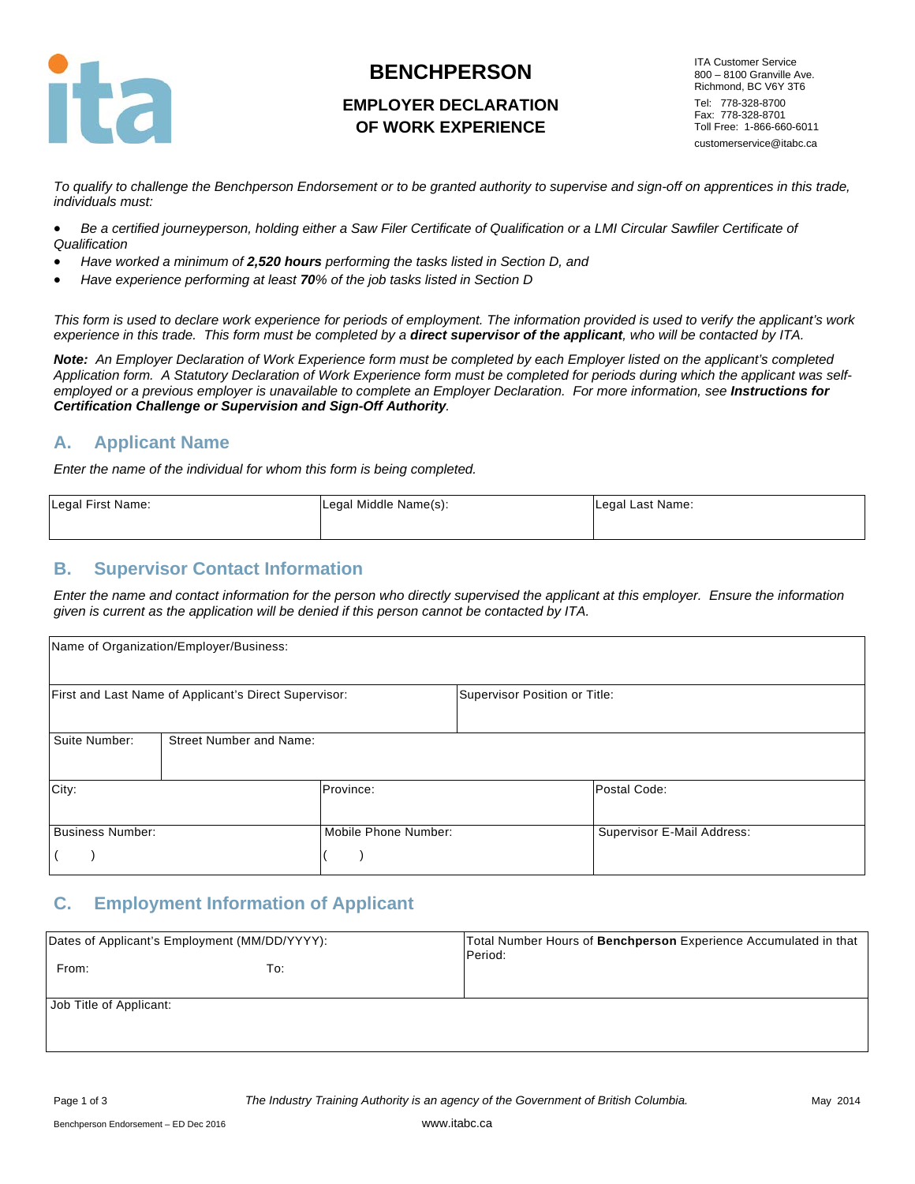# BENCHPERSON

## EMPLOYER DECLARATION OF WORK EXPERIENCE

ITA Customer Service
800 – 8100 Granville Ave.
Richmond, BC V6Y 3T6
Tel: 778-328-8700
Fax: 778-328-8701
Toll Free: 1-866-660-6011
customerservice@itabc.ca

*To qualify to challenge the Benchperson Endorsement or to be granted authority to supervise and sign-off on apprentices in this trade, individuals must:*

- *Be a certified journeyperson, holding either a Saw Filer Certificate of Qualification or a LMI Circular Sawfiler Certificate of Qualification*
- *Have worked a minimum of **2,520 hours** performing the tasks listed in Section D, and*
- *Have experience performing at least **70**% of the job tasks listed in Section D*

*This form is used to declare work experience for periods of employment. The information provided is used to verify the applicant's work experience in this trade. This form must be completed by a **direct supervisor of the applicant**, who will be contacted by ITA.*

***Note:** An Employer Declaration of Work Experience form must be completed by each Employer listed on the applicant's completed Application form. A Statutory Declaration of Work Experience form must be completed for periods during which the applicant was self-employed or a previous employer is unavailable to complete an Employer Declaration. For more information, see **Instructions for Certification Challenge or Supervision and Sign-Off Authority**.*

## A. Applicant Name

*Enter the name of the individual for whom this form is being completed.*

| Legal First Name: | Legal Middle Name(s): | Legal Last Name: |
|---|---|---|
| | | |

## B. Supervisor Contact Information

*Enter the name and contact information for the person who directly supervised the applicant at this employer. Ensure the information given is current as the application will be denied if this person cannot be contacted by ITA.*

| Name of Organization/Employer/Business: | | |
|---|---|---|
| First and Last Name of Applicant's Direct Supervisor: | | Supervisor Position or Title: |
| Suite Number: | Street Number and Name: | |
| City: | Province: | Postal Code: |
| Business Number: ( ) | Mobile Phone Number: ( ) | Supervisor E-Mail Address: |

## C. Employment Information of Applicant

| Dates of Applicant's Employment (MM/DD/YYYY): From: To: | Total Number Hours of **Benchperson** Experience Accumulated in that Period: |
|---|---|
| Job Title of Applicant: | |

*The Industry Training Authority is an agency of the Government of British Columbia.*

www.itabc.ca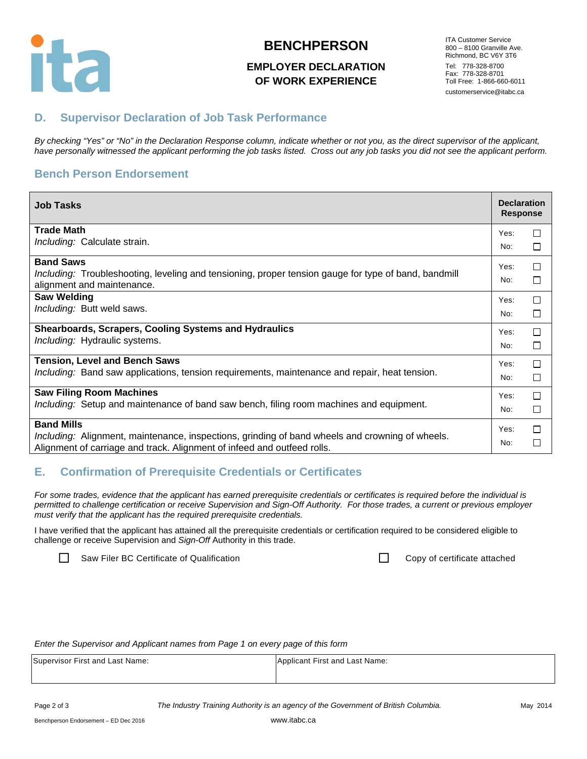# BENCHPERSON

## EMPLOYER DECLARATION OF WORK EXPERIENCE

ITA Customer Service
800 – 8100 Granville Ave.
Richmond, BC V6Y 3T6
Tel: 778-328-8700
Fax: 778-328-8701
Toll Free: 1-866-660-6011
customerservice@itabc.ca

## D. Supervisor Declaration of Job Task Performance

*By checking "Yes" or "No" in the Declaration Response column, indicate whether or not you, as the direct supervisor of the applicant, have personally witnessed the applicant performing the job tasks listed. Cross out any job tasks you did not see the applicant perform.*

### Bench Person Endorsement

| Job Tasks | Declaration Response |
|---|---|
| **Trade Math**<br>*Including:* Calculate strain. | Yes: ☐<br>No: ☐ |
| **Band Saws**<br>*Including:* Troubleshooting, leveling and tensioning, proper tension gauge for type of band, bandmill alignment and maintenance. | Yes: ☐<br>No: ☐ |
| **Saw Welding**<br>*Including:* Butt weld saws. | Yes: ☐<br>No: ☐ |
| **Shearboards, Scrapers, Cooling Systems and Hydraulics**<br>*Including:* Hydraulic systems. | Yes: ☐<br>No: ☐ |
| **Tension, Level and Bench Saws**<br>*Including:* Band saw applications, tension requirements, maintenance and repair, heat tension. | Yes: ☐<br>No: ☐ |
| **Saw Filing Room Machines**<br>*Including:* Setup and maintenance of band saw bench, filing room machines and equipment. | Yes: ☐<br>No: ☐ |
| **Band Mills**<br>*Including:* Alignment, maintenance, inspections, grinding of band wheels and crowning of wheels. Alignment of carriage and track. Alignment of infeed and outfeed rolls. | Yes: ☐<br>No: ☐ |

## E. Confirmation of Prerequisite Credentials or Certificates

*For some trades, evidence that the applicant has earned prerequisite credentials or certificates is required before the individual is permitted to challenge certification or receive Supervision and Sign-Off Authority. For those trades, a current or previous employer must verify that the applicant has the required prerequisite credentials.*

I have verified that the applicant has attained all the prerequisite credentials or certification required to be considered eligible to challenge or receive Supervision and *Sign-Off* Authority in this trade.

☐ Saw Filer BC Certificate of Qualification ☐ Copy of certificate attached

*Enter the Supervisor and Applicant names from Page 1 on every page of this form*

| Supervisor First and Last Name: | Applicant First and Last Name: |
|---|---|
| | |

*The Industry Training Authority is an agency of the Government of British Columbia.*

Benchperson Endorsement – ED Dec 2016

www.itabc.ca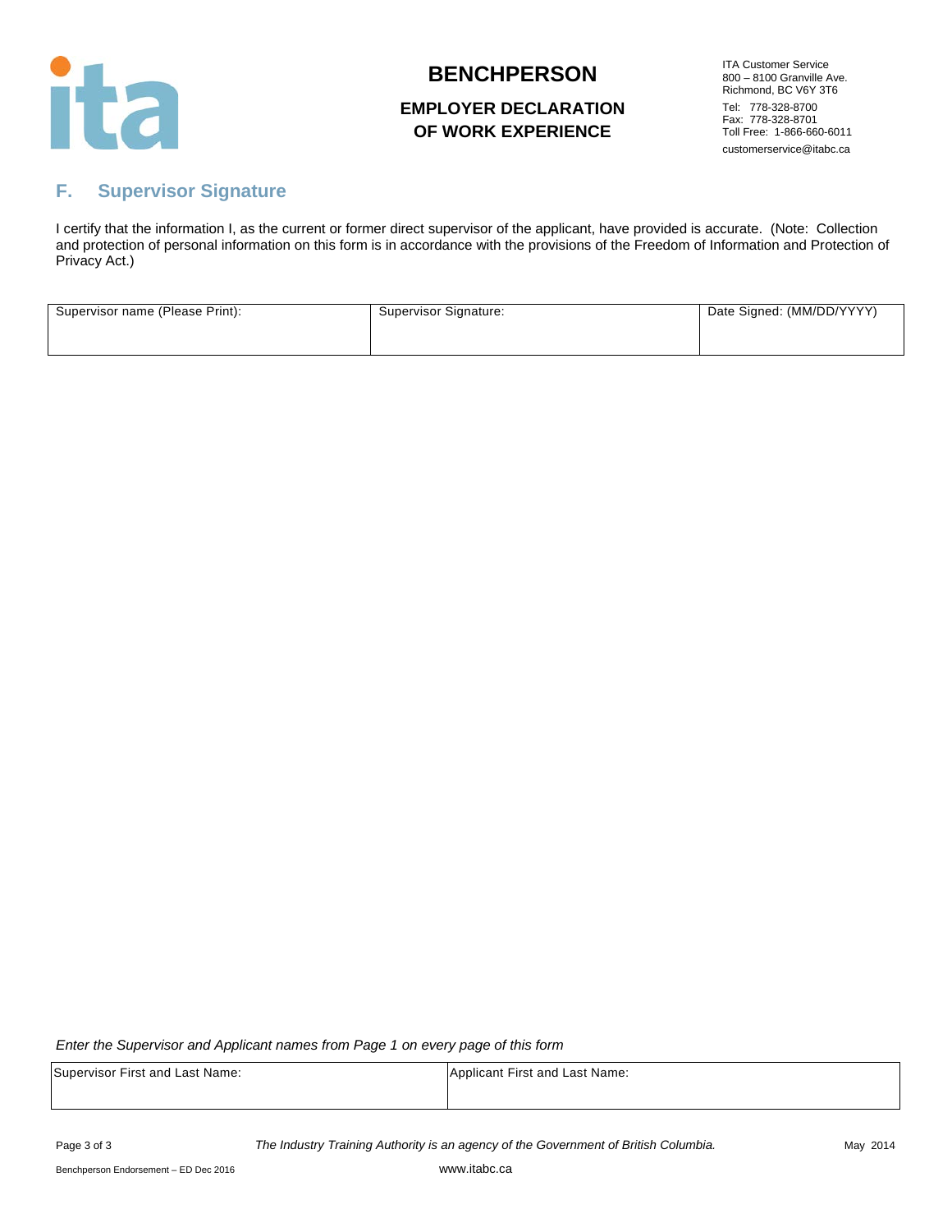# BENCHPERSON

## EMPLOYER DECLARATION OF WORK EXPERIENCE

ITA Customer Service
800 – 8100 Granville Ave.
Richmond, BC V6Y 3T6
Tel: 778-328-8700
Fax: 778-328-8701
Toll Free: 1-866-660-6011
customerservice@itabc.ca

## F. Supervisor Signature

I certify that the information I, as the current or former direct supervisor of the applicant, have provided is accurate. (Note: Collection and protection of personal information on this form is in accordance with the provisions of the Freedom of Information and Protection of Privacy Act.)

| Supervisor name (Please Print): | Supervisor Signature: | Date Signed: (MM/DD/YYYY) |
|---|---|---|
| | | |

*Enter the Supervisor and Applicant names from Page 1 on every page of this form*

| Supervisor First and Last Name: | Applicant First and Last Name: |
|---|---|
| | |

*The Industry Training Authority is an agency of the Government of British Columbia.*

May 2014

Benchperson Endorsement – ED Dec 2016

www.itabc.ca